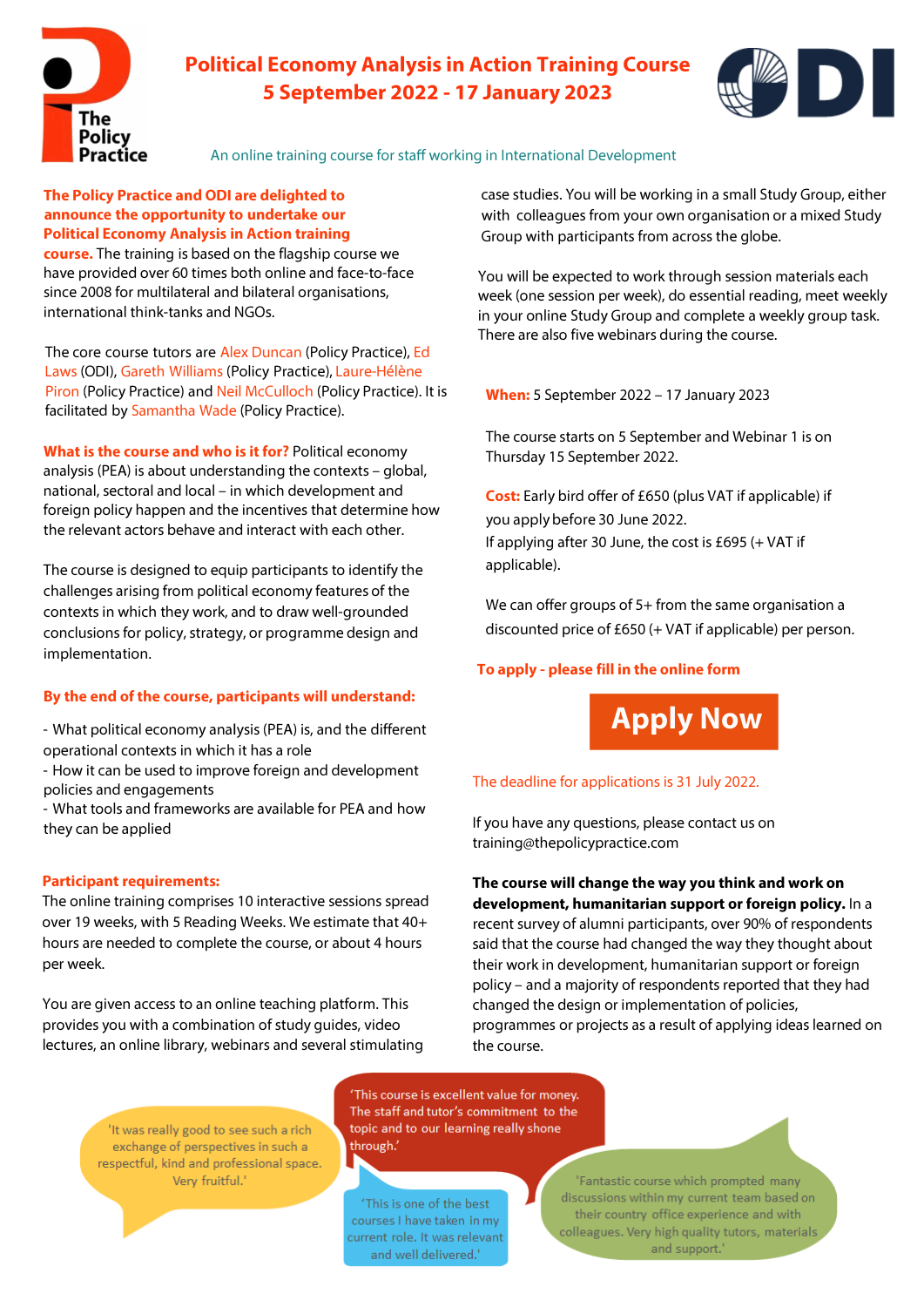The Policy Practice

# Political Economy Analysis in Action Training Course
## 5 September 2022 - 17 January 2023

ODI

An online training course for staff working in International Development

**The Policy Practice and ODI are delighted to announce the opportunity to undertake our Political Economy Analysis in Action training course.** The training is based on the flagship course we have provided over 60 times both online and face-to-face since 2008 for multilateral and bilateral organisations, international think-tanks and NGOs.

The core course tutors are Alex Duncan (Policy Practice), Ed Laws (ODI), Gareth Williams (Policy Practice), Laure-Hélène Piron (Policy Practice) and Neil McCulloch (Policy Practice). It is facilitated by Samantha Wade (Policy Practice).

**What is the course and who is it for?** Political economy analysis (PEA) is about understanding the contexts – global, national, sectoral and local – in which development and foreign policy happen and the incentives that determine how the relevant actors behave and interact with each other.

The course is designed to equip participants to identify the challenges arising from political economy features of the contexts in which they work, and to draw well-grounded conclusions for policy, strategy, or programme design and implementation.

**By the end of the course, participants will understand:**

- What political economy analysis (PEA) is, and the different operational contexts in which it has a role
- How it can be used to improve foreign and development policies and engagements
- What tools and frameworks are available for PEA and how they can be applied

**Participant requirements:**
The online training comprises 10 interactive sessions spread over 19 weeks, with 5 Reading Weeks. We estimate that 40+ hours are needed to complete the course, or about 4 hours per week.

You are given access to an online teaching platform. This provides you with a combination of study guides, video lectures, an online library, webinars and several stimulating case studies. You will be working in a small Study Group, either with colleagues from your own organisation or a mixed Study Group with participants from across the globe.

You will be expected to work through session materials each week (one session per week), do essential reading, meet weekly in your online Study Group and complete a weekly group task. There are also five webinars during the course.

**When:** 5 September 2022 – 17 January 2023

The course starts on 5 September and Webinar 1 is on Thursday 15 September 2022.

**Cost:** Early bird offer of £650 (plus VAT if applicable) if you apply before 30 June 2022.
If applying after 30 June, the cost is £695 (+ VAT if applicable).

We can offer groups of 5+ from the same organisation a discounted price of £650 (+ VAT if applicable) per person.

**To apply - please fill in the online form**

**Apply Now**

The deadline for applications is 31 July 2022.

If you have any questions, please contact us on training@thepolicypractice.com

**The course will change the way you think and work on development, humanitarian support or foreign policy.** In a recent survey of alumni participants, over 90% of respondents said that the course had changed the way they thought about their work in development, humanitarian support or foreign policy – and a majority of respondents reported that they had changed the design or implementation of policies, programmes or projects as a result of applying ideas learned on the course.

'It was really good to see such a rich exchange of perspectives in such a respectful, kind and professional space. Very fruitful.'

'This course is excellent value for money. The staff and tutor's commitment to the topic and to our learning really shone through.'

'This is one of the best courses I have taken in my current role. It was relevant and well delivered.'

'Fantastic course which prompted many discussions within my current team based on their country office experience and with colleagues. Very high quality tutors, materials and support.'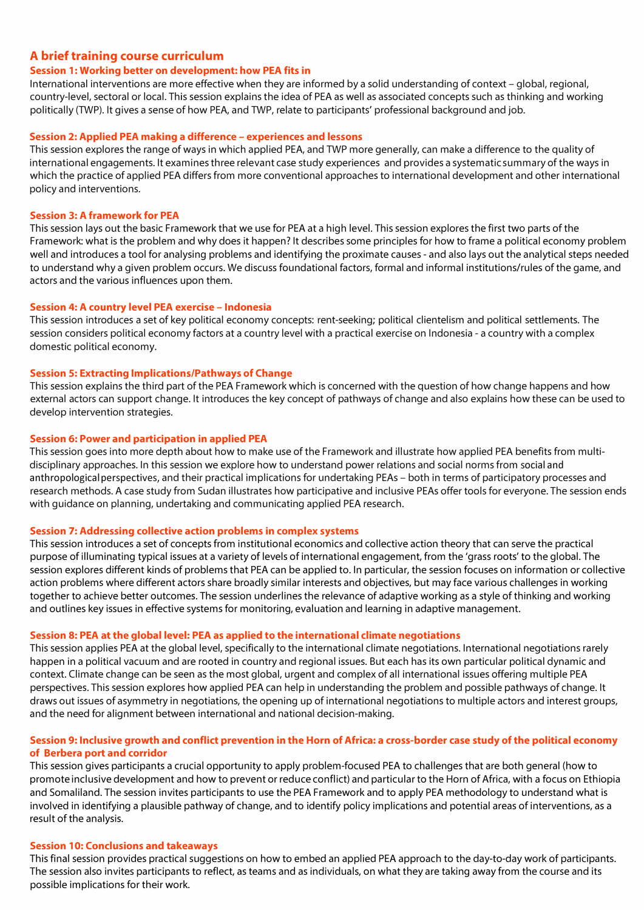## A brief training course curriculum

### Session 1: Working better on development: how PEA fits in

International interventions are more effective when they are informed by a solid understanding of context – global, regional, country-level, sectoral or local. This session explains the idea of PEA as well as associated concepts such as thinking and working politically (TWP). It gives a sense of how PEA, and TWP, relate to participants' professional background and job.

### Session 2: Applied PEA making a difference – experiences and lessons

This session explores the range of ways in which applied PEA, and TWP more generally, can make a difference to the quality of international engagements. It examines three relevant case study experiences and provides a systematic summary of the ways in which the practice of applied PEA differs from more conventional approaches to international development and other international policy and interventions.

### Session 3: A framework for PEA

This session lays out the basic Framework that we use for PEA at a high level. This session explores the first two parts of the Framework: what is the problem and why does it happen? It describes some principles for how to frame a political economy problem well and introduces a tool for analysing problems and identifying the proximate causes - and also lays out the analytical steps needed to understand why a given problem occurs. We discuss foundational factors, formal and informal institutions/rules of the game, and actors and the various influences upon them.

### Session 4: A country level PEA exercise – Indonesia

This session introduces a set of key political economy concepts: rent-seeking; political clientelism and political settlements. The session considers political economy factors at a country level with a practical exercise on Indonesia - a country with a complex domestic political economy.

### Session 5: Extracting Implications/Pathways of Change

This session explains the third part of the PEA Framework which is concerned with the question of how change happens and how external actors can support change. It introduces the key concept of pathways of change and also explains how these can be used to develop intervention strategies.

### Session 6: Power and participation in applied PEA

This session goes into more depth about how to make use of the Framework and illustrate how applied PEA benefits from multi-disciplinary approaches. In this session we explore how to understand power relations and social norms from social and anthropological perspectives, and their practical implications for undertaking PEAs – both in terms of participatory processes and research methods. A case study from Sudan illustrates how participative and inclusive PEAs offer tools for everyone. The session ends with guidance on planning, undertaking and communicating applied PEA research.

### Session 7: Addressing collective action problems in complex systems

This session introduces a set of concepts from institutional economics and collective action theory that can serve the practical purpose of illuminating typical issues at a variety of levels of international engagement, from the 'grass roots' to the global. The session explores different kinds of problems that PEA can be applied to. In particular, the session focuses on information or collective action problems where different actors share broadly similar interests and objectives, but may face various challenges in working together to achieve better outcomes. The session underlines the relevance of adaptive working as a style of thinking and working and outlines key issues in effective systems for monitoring, evaluation and learning in adaptive management.

### Session 8: PEA at the global level: PEA as applied to the international climate negotiations

This session applies PEA at the global level, specifically to the international climate negotiations. International negotiations rarely happen in a political vacuum and are rooted in country and regional issues. But each has its own particular political dynamic and context. Climate change can be seen as the most global, urgent and complex of all international issues offering multiple PEA perspectives. This session explores how applied PEA can help in understanding the problem and possible pathways of change. It draws out issues of asymmetry in negotiations, the opening up of international negotiations to multiple actors and interest groups, and the need for alignment between international and national decision-making.

### Session 9: Inclusive growth and conflict prevention in the Horn of Africa: a cross-border case study of the political economy of Berbera port and corridor

This session gives participants a crucial opportunity to apply problem-focused PEA to challenges that are both general (how to promote inclusive development and how to prevent or reduce conflict) and particular to the Horn of Africa, with a focus on Ethiopia and Somaliland. The session invites participants to use the PEA Framework and to apply PEA methodology to understand what is involved in identifying a plausible pathway of change, and to identify policy implications and potential areas of interventions, as a result of the analysis.

### Session 10: Conclusions and takeaways

This final session provides practical suggestions on how to embed an applied PEA approach to the day-to-day work of participants. The session also invites participants to reflect, as teams and as individuals, on what they are taking away from the course and its possible implications for their work.